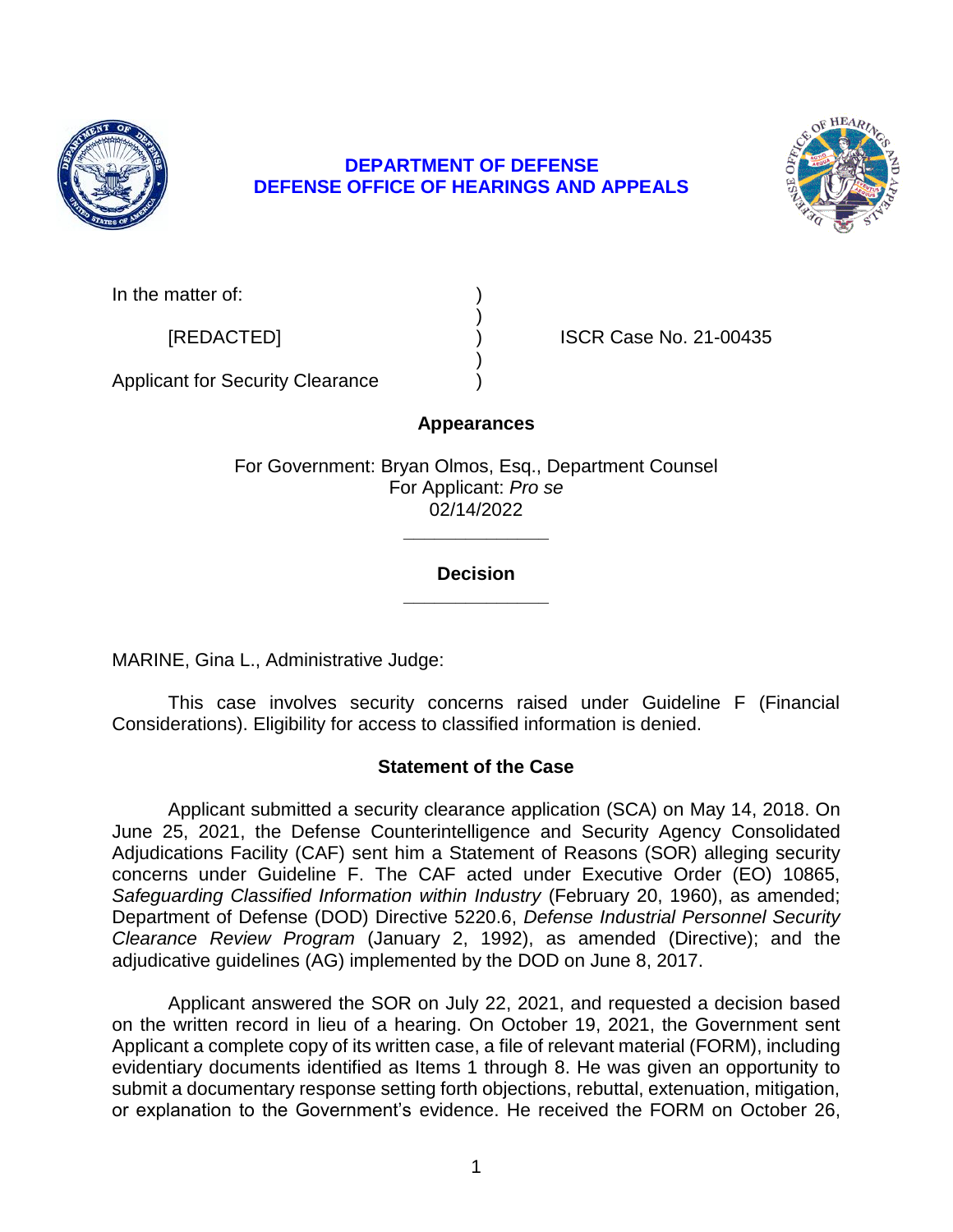**DEPARTMENT OF DEFENSE**
**DEFENSE OFFICE OF HEARINGS AND APPEALS**

| | | |
|---|---|---|
| In the matter of: | ) | |
| | ) | |
| [REDACTED] | ) | ISCR Case No. 21-00435 |
| | ) | |
| Applicant for Security Clearance | ) | |

## Appearances

For Government: Bryan Olmos, Esq., Department Counsel
For Applicant: *Pro se*
02/14/2022

______________

## Decision

______________

MARINE, Gina L., Administrative Judge:

This case involves security concerns raised under Guideline F (Financial Considerations). Eligibility for access to classified information is denied.

## Statement of the Case

Applicant submitted a security clearance application (SCA) on May 14, 2018. On June 25, 2021, the Defense Counterintelligence and Security Agency Consolidated Adjudications Facility (CAF) sent him a Statement of Reasons (SOR) alleging security concerns under Guideline F. The CAF acted under Executive Order (EO) 10865, *Safeguarding Classified Information within Industry* (February 20, 1960), as amended; Department of Defense (DOD) Directive 5220.6, *Defense Industrial Personnel Security Clearance Review Program* (January 2, 1992), as amended (Directive); and the adjudicative guidelines (AG) implemented by the DOD on June 8, 2017.

Applicant answered the SOR on July 22, 2021, and requested a decision based on the written record in lieu of a hearing. On October 19, 2021, the Government sent Applicant a complete copy of its written case, a file of relevant material (FORM), including evidentiary documents identified as Items 1 through 8. He was given an opportunity to submit a documentary response setting forth objections, rebuttal, extenuation, mitigation, or explanation to the Government's evidence. He received the FORM on October 26,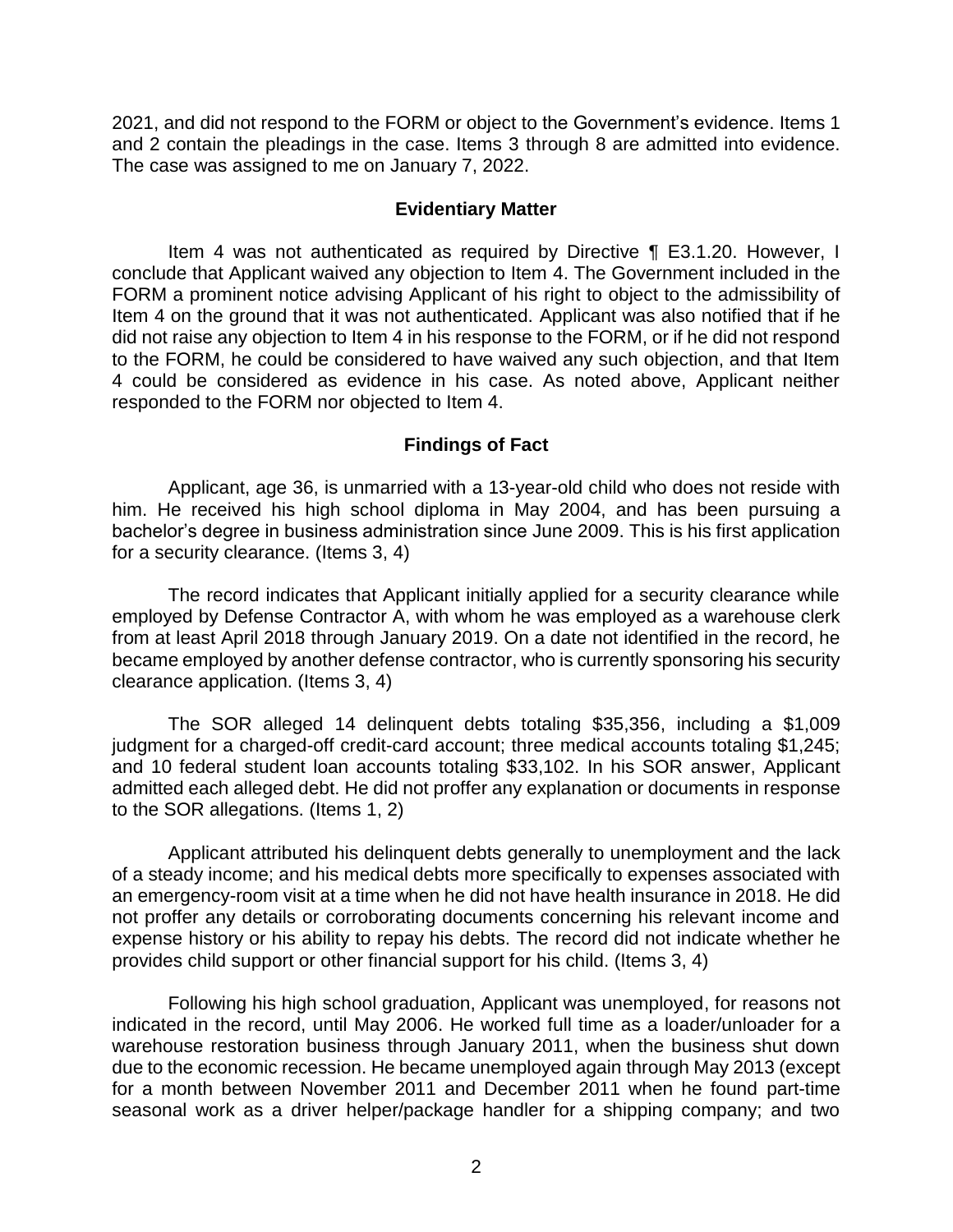2021, and did not respond to the FORM or object to the Government's evidence. Items 1 and 2 contain the pleadings in the case. Items 3 through 8 are admitted into evidence. The case was assigned to me on January 7, 2022.

**Evidentiary Matter**

Item 4 was not authenticated as required by Directive ¶ E3.1.20. However, I conclude that Applicant waived any objection to Item 4. The Government included in the FORM a prominent notice advising Applicant of his right to object to the admissibility of Item 4 on the ground that it was not authenticated. Applicant was also notified that if he did not raise any objection to Item 4 in his response to the FORM, or if he did not respond to the FORM, he could be considered to have waived any such objection, and that Item 4 could be considered as evidence in his case. As noted above, Applicant neither responded to the FORM nor objected to Item 4.

**Findings of Fact**

Applicant, age 36, is unmarried with a 13-year-old child who does not reside with him. He received his high school diploma in May 2004, and has been pursuing a bachelor's degree in business administration since June 2009. This is his first application for a security clearance. (Items 3, 4)

The record indicates that Applicant initially applied for a security clearance while employed by Defense Contractor A, with whom he was employed as a warehouse clerk from at least April 2018 through January 2019. On a date not identified in the record, he became employed by another defense contractor, who is currently sponsoring his security clearance application. (Items 3, 4)

The SOR alleged 14 delinquent debts totaling $35,356, including a $1,009 judgment for a charged-off credit-card account; three medical accounts totaling $1,245; and 10 federal student loan accounts totaling $33,102. In his SOR answer, Applicant admitted each alleged debt. He did not proffer any explanation or documents in response to the SOR allegations. (Items 1, 2)

Applicant attributed his delinquent debts generally to unemployment and the lack of a steady income; and his medical debts more specifically to expenses associated with an emergency-room visit at a time when he did not have health insurance in 2018. He did not proffer any details or corroborating documents concerning his relevant income and expense history or his ability to repay his debts. The record did not indicate whether he provides child support or other financial support for his child. (Items 3, 4)

Following his high school graduation, Applicant was unemployed, for reasons not indicated in the record, until May 2006. He worked full time as a loader/unloader for a warehouse restoration business through January 2011, when the business shut down due to the economic recession. He became unemployed again through May 2013 (except for a month between November 2011 and December 2011 when he found part-time seasonal work as a driver helper/package handler for a shipping company; and two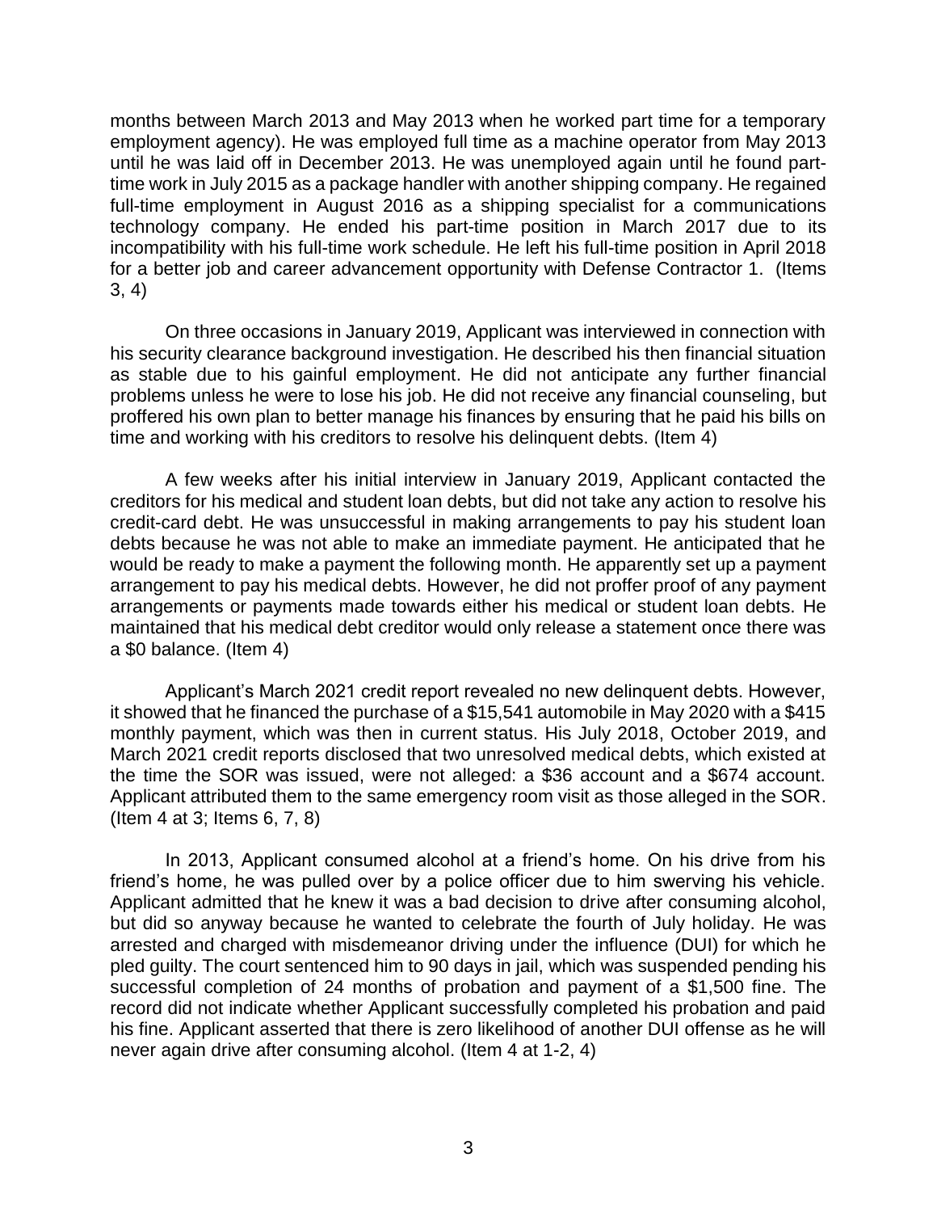months between March 2013 and May 2013 when he worked part time for a temporary employment agency). He was employed full time as a machine operator from May 2013 until he was laid off in December 2013. He was unemployed again until he found part-time work in July 2015 as a package handler with another shipping company. He regained full-time employment in August 2016 as a shipping specialist for a communications technology company. He ended his part-time position in March 2017 due to its incompatibility with his full-time work schedule. He left his full-time position in April 2018 for a better job and career advancement opportunity with Defense Contractor 1. (Items 3, 4)

On three occasions in January 2019, Applicant was interviewed in connection with his security clearance background investigation. He described his then financial situation as stable due to his gainful employment. He did not anticipate any further financial problems unless he were to lose his job. He did not receive any financial counseling, but proffered his own plan to better manage his finances by ensuring that he paid his bills on time and working with his creditors to resolve his delinquent debts. (Item 4)

A few weeks after his initial interview in January 2019, Applicant contacted the creditors for his medical and student loan debts, but did not take any action to resolve his credit-card debt. He was unsuccessful in making arrangements to pay his student loan debts because he was not able to make an immediate payment. He anticipated that he would be ready to make a payment the following month. He apparently set up a payment arrangement to pay his medical debts. However, he did not proffer proof of any payment arrangements or payments made towards either his medical or student loan debts. He maintained that his medical debt creditor would only release a statement once there was a $0 balance. (Item 4)

Applicant's March 2021 credit report revealed no new delinquent debts. However, it showed that he financed the purchase of a $15,541 automobile in May 2020 with a $415 monthly payment, which was then in current status. His July 2018, October 2019, and March 2021 credit reports disclosed that two unresolved medical debts, which existed at the time the SOR was issued, were not alleged: a $36 account and a $674 account. Applicant attributed them to the same emergency room visit as those alleged in the SOR. (Item 4 at 3; Items 6, 7, 8)

In 2013, Applicant consumed alcohol at a friend's home. On his drive from his friend's home, he was pulled over by a police officer due to him swerving his vehicle. Applicant admitted that he knew it was a bad decision to drive after consuming alcohol, but did so anyway because he wanted to celebrate the fourth of July holiday. He was arrested and charged with misdemeanor driving under the influence (DUI) for which he pled guilty. The court sentenced him to 90 days in jail, which was suspended pending his successful completion of 24 months of probation and payment of a $1,500 fine. The record did not indicate whether Applicant successfully completed his probation and paid his fine. Applicant asserted that there is zero likelihood of another DUI offense as he will never again drive after consuming alcohol. (Item 4 at 1-2, 4)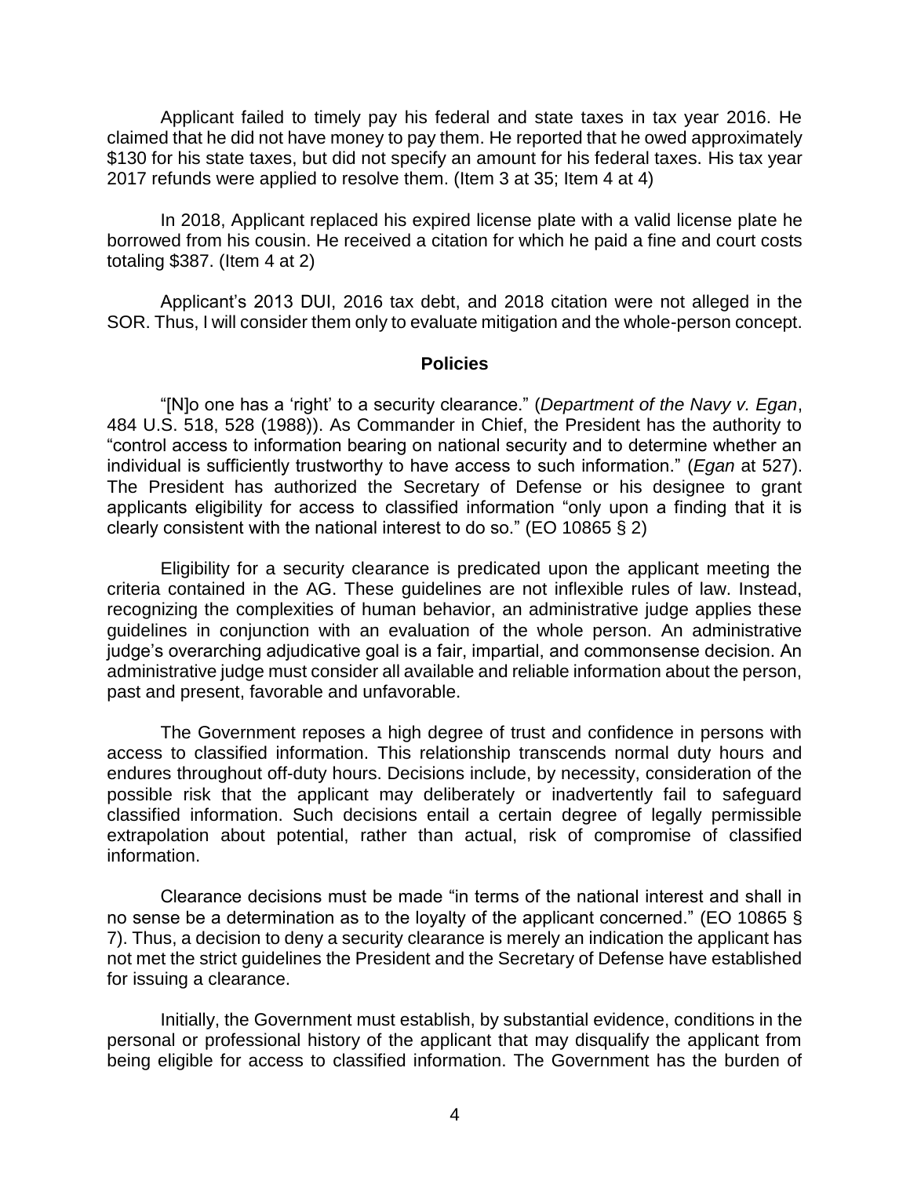Applicant failed to timely pay his federal and state taxes in tax year 2016. He claimed that he did not have money to pay them. He reported that he owed approximately $130 for his state taxes, but did not specify an amount for his federal taxes. His tax year 2017 refunds were applied to resolve them. (Item 3 at 35; Item 4 at 4)

In 2018, Applicant replaced his expired license plate with a valid license plate he borrowed from his cousin. He received a citation for which he paid a fine and court costs totaling $387. (Item 4 at 2)

Applicant's 2013 DUI, 2016 tax debt, and 2018 citation were not alleged in the SOR. Thus, I will consider them only to evaluate mitigation and the whole-person concept.

## Policies

"[N]o one has a 'right' to a security clearance." (*Department of the Navy v. Egan*, 484 U.S. 518, 528 (1988)). As Commander in Chief, the President has the authority to "control access to information bearing on national security and to determine whether an individual is sufficiently trustworthy to have access to such information." (*Egan* at 527). The President has authorized the Secretary of Defense or his designee to grant applicants eligibility for access to classified information "only upon a finding that it is clearly consistent with the national interest to do so." (EO 10865 § 2)

Eligibility for a security clearance is predicated upon the applicant meeting the criteria contained in the AG. These guidelines are not inflexible rules of law. Instead, recognizing the complexities of human behavior, an administrative judge applies these guidelines in conjunction with an evaluation of the whole person. An administrative judge's overarching adjudicative goal is a fair, impartial, and commonsense decision. An administrative judge must consider all available and reliable information about the person, past and present, favorable and unfavorable.

The Government reposes a high degree of trust and confidence in persons with access to classified information. This relationship transcends normal duty hours and endures throughout off-duty hours. Decisions include, by necessity, consideration of the possible risk that the applicant may deliberately or inadvertently fail to safeguard classified information. Such decisions entail a certain degree of legally permissible extrapolation about potential, rather than actual, risk of compromise of classified information.

Clearance decisions must be made "in terms of the national interest and shall in no sense be a determination as to the loyalty of the applicant concerned." (EO 10865 § 7). Thus, a decision to deny a security clearance is merely an indication the applicant has not met the strict guidelines the President and the Secretary of Defense have established for issuing a clearance.

Initially, the Government must establish, by substantial evidence, conditions in the personal or professional history of the applicant that may disqualify the applicant from being eligible for access to classified information. The Government has the burden of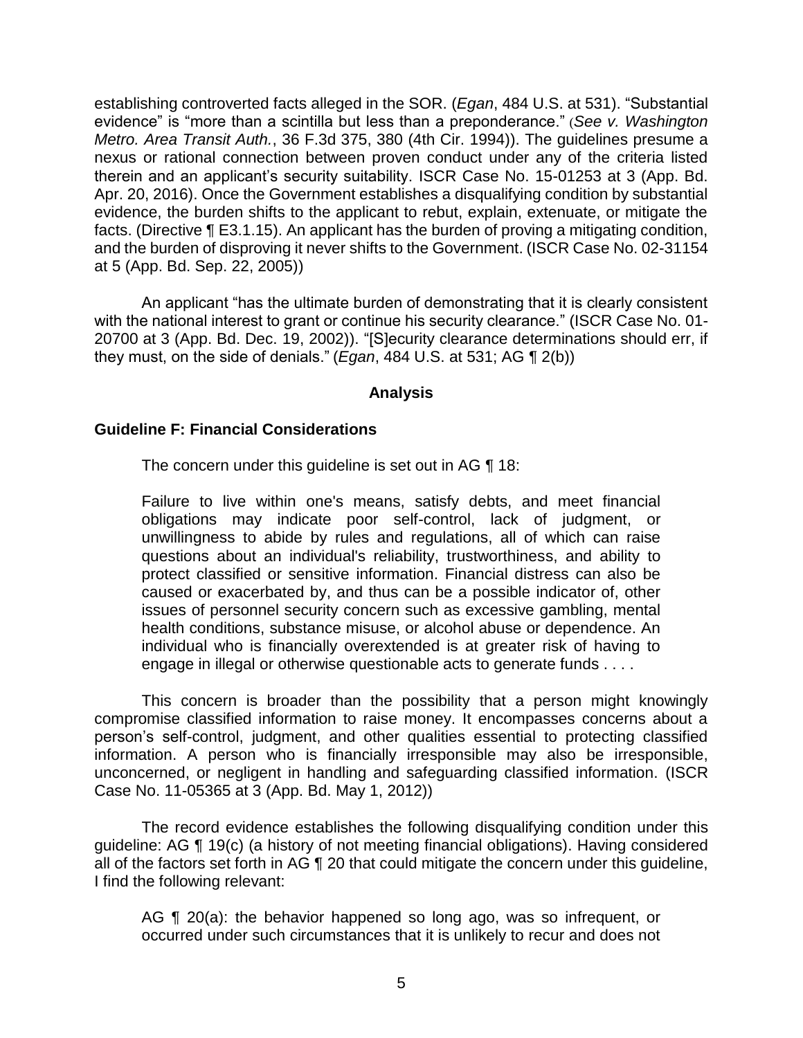establishing controverted facts alleged in the SOR. (*Egan*, 484 U.S. at 531). "Substantial evidence" is "more than a scintilla but less than a preponderance." (*See v. Washington Metro. Area Transit Auth.*, 36 F.3d 375, 380 (4th Cir. 1994)). The guidelines presume a nexus or rational connection between proven conduct under any of the criteria listed therein and an applicant's security suitability. ISCR Case No. 15-01253 at 3 (App. Bd. Apr. 20, 2016). Once the Government establishes a disqualifying condition by substantial evidence, the burden shifts to the applicant to rebut, explain, extenuate, or mitigate the facts. (Directive ¶ E3.1.15). An applicant has the burden of proving a mitigating condition, and the burden of disproving it never shifts to the Government. (ISCR Case No. 02-31154 at 5 (App. Bd. Sep. 22, 2005))

An applicant "has the ultimate burden of demonstrating that it is clearly consistent with the national interest to grant or continue his security clearance." (ISCR Case No. 01-20700 at 3 (App. Bd. Dec. 19, 2002)). "[S]ecurity clearance determinations should err, if they must, on the side of denials." (*Egan*, 484 U.S. at 531; AG ¶ 2(b))

## Analysis

### Guideline F: Financial Considerations

The concern under this guideline is set out in AG ¶ 18:

> Failure to live within one's means, satisfy debts, and meet financial obligations may indicate poor self-control, lack of judgment, or unwillingness to abide by rules and regulations, all of which can raise questions about an individual's reliability, trustworthiness, and ability to protect classified or sensitive information. Financial distress can also be caused or exacerbated by, and thus can be a possible indicator of, other issues of personnel security concern such as excessive gambling, mental health conditions, substance misuse, or alcohol abuse or dependence. An individual who is financially overextended is at greater risk of having to engage in illegal or otherwise questionable acts to generate funds . . . .

This concern is broader than the possibility that a person might knowingly compromise classified information to raise money. It encompasses concerns about a person's self-control, judgment, and other qualities essential to protecting classified information. A person who is financially irresponsible may also be irresponsible, unconcerned, or negligent in handling and safeguarding classified information. (ISCR Case No. 11-05365 at 3 (App. Bd. May 1, 2012))

The record evidence establishes the following disqualifying condition under this guideline: AG ¶ 19(c) (a history of not meeting financial obligations). Having considered all of the factors set forth in AG ¶ 20 that could mitigate the concern under this guideline, I find the following relevant:

> AG ¶ 20(a): the behavior happened so long ago, was so infrequent, or occurred under such circumstances that it is unlikely to recur and does not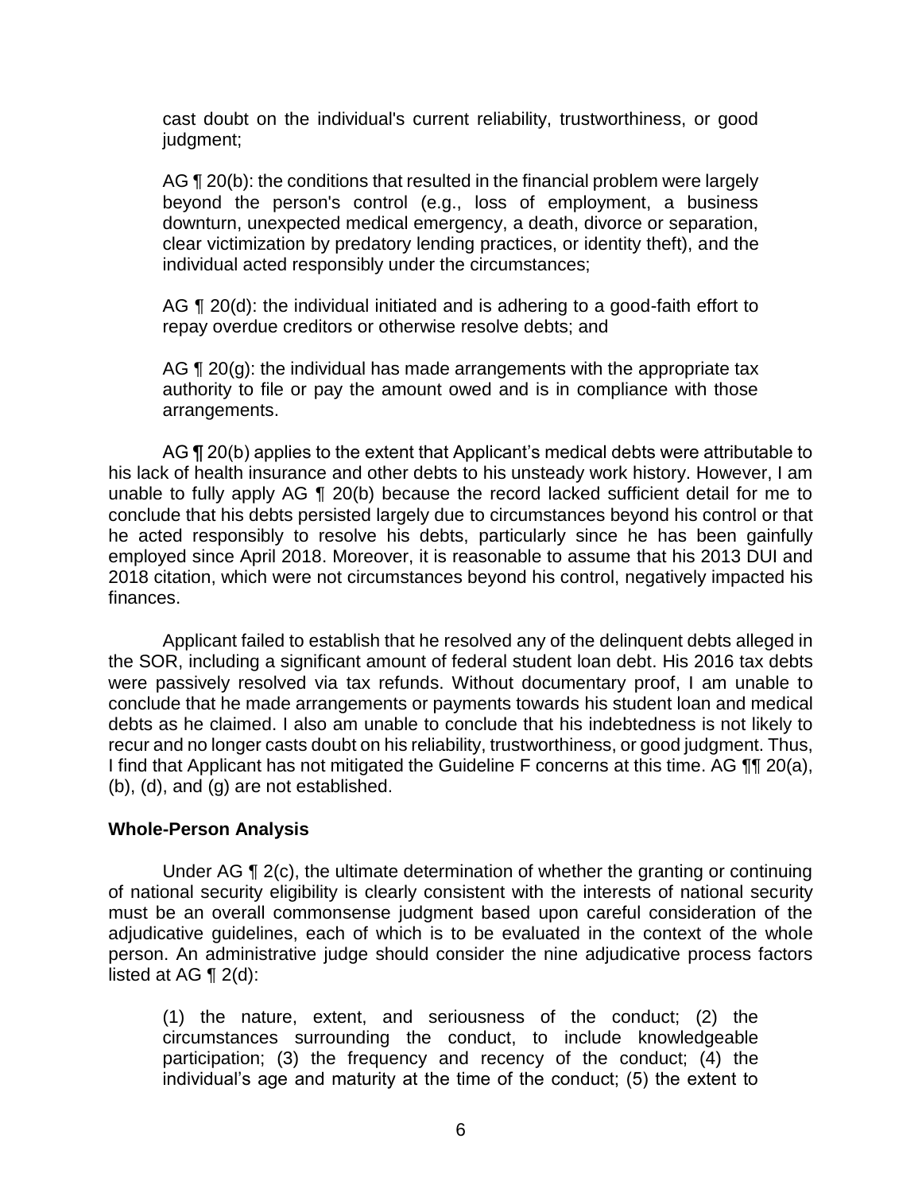cast doubt on the individual's current reliability, trustworthiness, or good judgment;

AG ¶ 20(b): the conditions that resulted in the financial problem were largely beyond the person's control (e.g., loss of employment, a business downturn, unexpected medical emergency, a death, divorce or separation, clear victimization by predatory lending practices, or identity theft), and the individual acted responsibly under the circumstances;

AG ¶ 20(d): the individual initiated and is adhering to a good-faith effort to repay overdue creditors or otherwise resolve debts; and

AG ¶ 20(g): the individual has made arrangements with the appropriate tax authority to file or pay the amount owed and is in compliance with those arrangements.

AG **¶** 20(b) applies to the extent that Applicant's medical debts were attributable to his lack of health insurance and other debts to his unsteady work history. However, I am unable to fully apply AG ¶ 20(b) because the record lacked sufficient detail for me to conclude that his debts persisted largely due to circumstances beyond his control or that he acted responsibly to resolve his debts, particularly since he has been gainfully employed since April 2018. Moreover, it is reasonable to assume that his 2013 DUI and 2018 citation, which were not circumstances beyond his control, negatively impacted his finances.

Applicant failed to establish that he resolved any of the delinquent debts alleged in the SOR, including a significant amount of federal student loan debt. His 2016 tax debts were passively resolved via tax refunds. Without documentary proof, I am unable to conclude that he made arrangements or payments towards his student loan and medical debts as he claimed. I also am unable to conclude that his indebtedness is not likely to recur and no longer casts doubt on his reliability, trustworthiness, or good judgment. Thus, I find that Applicant has not mitigated the Guideline F concerns at this time. AG ¶¶ 20(a), (b), (d), and (g) are not established.

**Whole-Person Analysis**

Under AG ¶ 2(c), the ultimate determination of whether the granting or continuing of national security eligibility is clearly consistent with the interests of national security must be an overall commonsense judgment based upon careful consideration of the adjudicative guidelines, each of which is to be evaluated in the context of the whole person. An administrative judge should consider the nine adjudicative process factors listed at AG ¶ 2(d):

(1) the nature, extent, and seriousness of the conduct; (2) the circumstances surrounding the conduct, to include knowledgeable participation; (3) the frequency and recency of the conduct; (4) the individual's age and maturity at the time of the conduct; (5) the extent to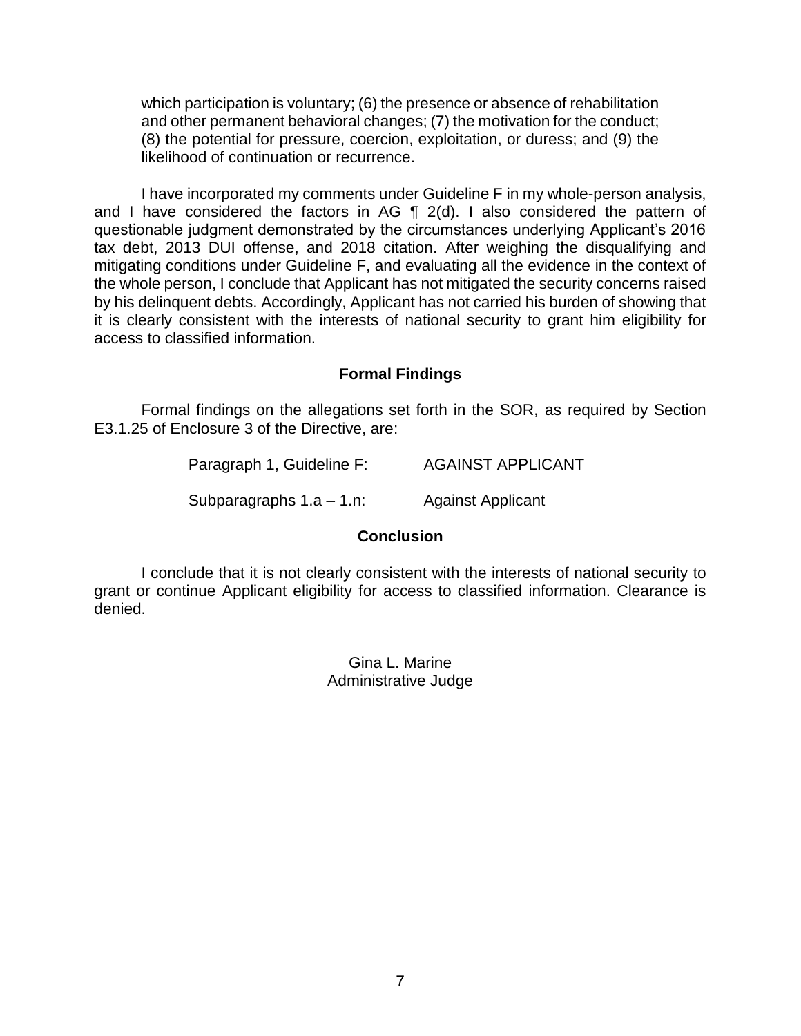which participation is voluntary; (6) the presence or absence of rehabilitation and other permanent behavioral changes; (7) the motivation for the conduct; (8) the potential for pressure, coercion, exploitation, or duress; and (9) the likelihood of continuation or recurrence.

I have incorporated my comments under Guideline F in my whole-person analysis, and I have considered the factors in AG ¶ 2(d). I also considered the pattern of questionable judgment demonstrated by the circumstances underlying Applicant's 2016 tax debt, 2013 DUI offense, and 2018 citation. After weighing the disqualifying and mitigating conditions under Guideline F, and evaluating all the evidence in the context of the whole person, I conclude that Applicant has not mitigated the security concerns raised by his delinquent debts. Accordingly, Applicant has not carried his burden of showing that it is clearly consistent with the interests of national security to grant him eligibility for access to classified information.

## Formal Findings

Formal findings on the allegations set forth in the SOR, as required by Section E3.1.25 of Enclosure 3 of the Directive, are:

Paragraph 1, Guideline F: AGAINST APPLICANT

Subparagraphs 1.a – 1.n: Against Applicant

## Conclusion

I conclude that it is not clearly consistent with the interests of national security to grant or continue Applicant eligibility for access to classified information. Clearance is denied.

Gina L. Marine
Administrative Judge